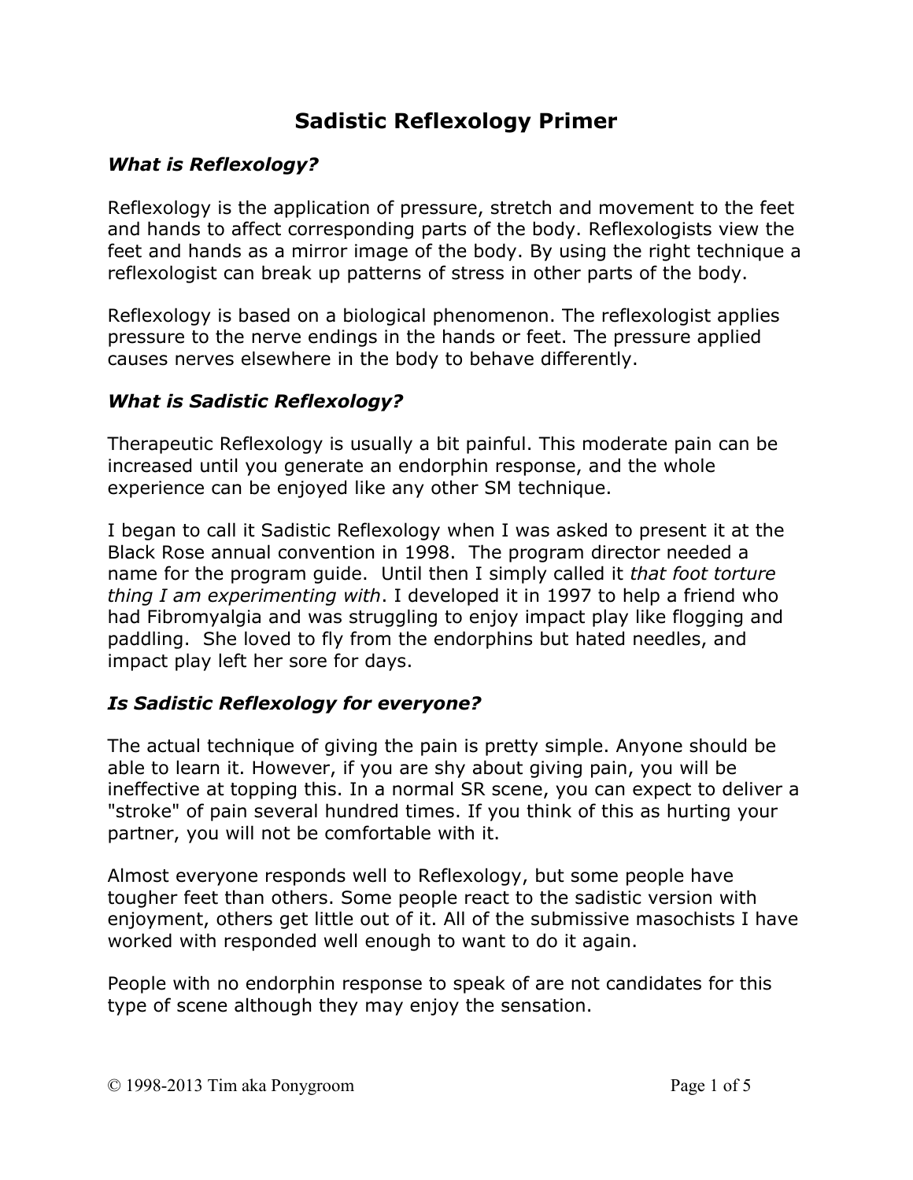# Sadistic Reflexology Primer

### *What is Reflexology?*

Reflexology is the application of pressure, stretch and movement to the feet and hands to affect corresponding parts of the body. Reflexologists view the feet and hands as a mirror image of the body. By using the right technique a reflexologist can break up patterns of stress in other parts of the body.

Reflexology is based on a biological phenomenon. The reflexologist applies pressure to the nerve endings in the hands or feet. The pressure applied causes nerves elsewhere in the body to behave differently.

### *What is Sadistic Reflexology?*

Therapeutic Reflexology is usually a bit painful. This moderate pain can be increased until you generate an endorphin response, and the whole experience can be enjoyed like any other SM technique.

I began to call it Sadistic Reflexology when I was asked to present it at the Black Rose annual convention in 1998. The program director needed a name for the program guide. Until then I simply called it *that foot torture thing I am experimenting with*. I developed it in 1997 to help a friend who had Fibromyalgia and was struggling to enjoy impact play like flogging and paddling. She loved to fly from the endorphins but hated needles, and impact play left her sore for days.

### *Is Sadistic Reflexology for everyone?*

The actual technique of giving the pain is pretty simple. Anyone should be able to learn it. However, if you are shy about giving pain, you will be ineffective at topping this. In a normal SR scene, you can expect to deliver a "stroke" of pain several hundred times. If you think of this as hurting your partner, you will not be comfortable with it.

Almost everyone responds well to Reflexology, but some people have tougher feet than others. Some people react to the sadistic version with enjoyment, others get little out of it. All of the submissive masochists I have worked with responded well enough to want to do it again.

People with no endorphin response to speak of are not candidates for this type of scene although they may enjoy the sensation.

© 1998-2013 Tim aka Ponygroom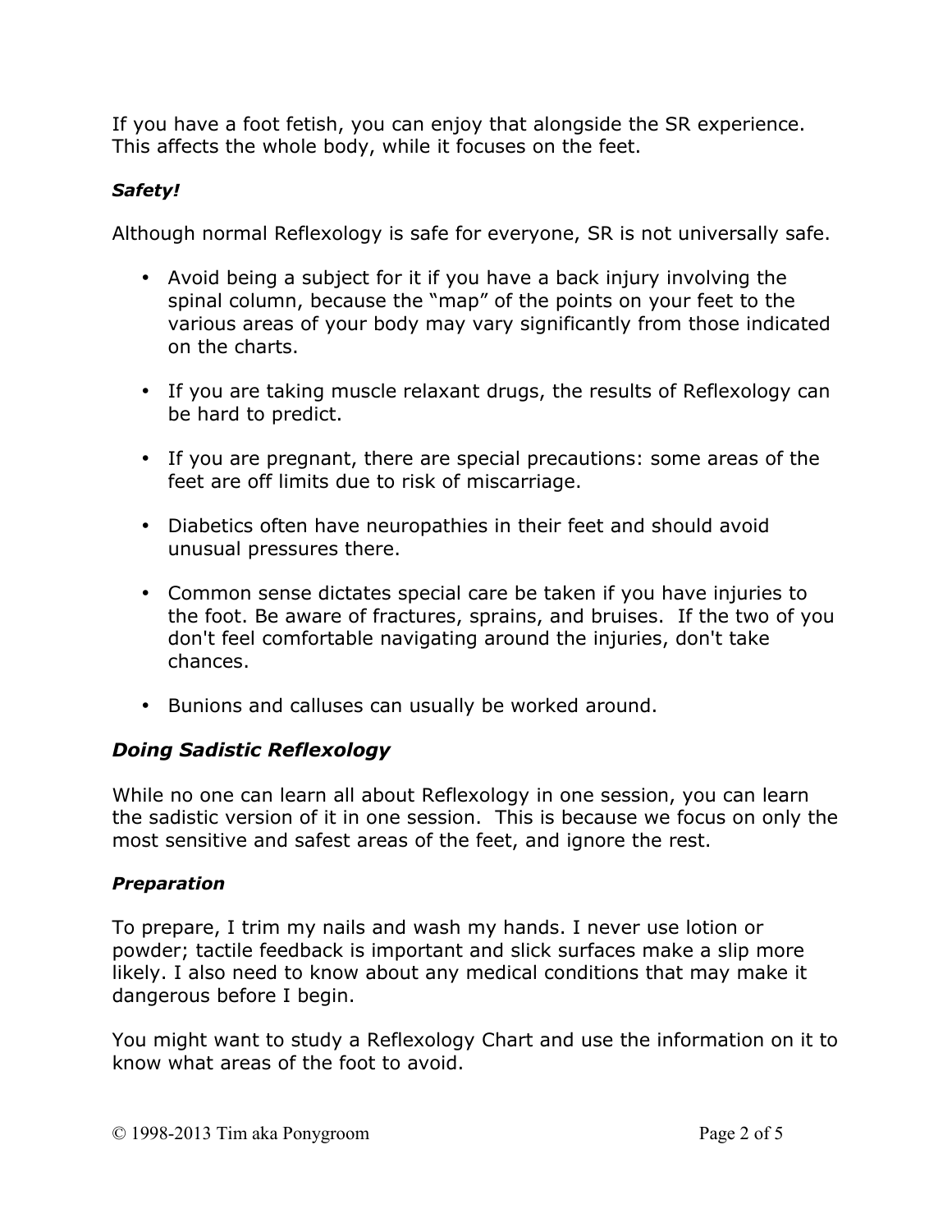If you have a foot fetish, you can enjoy that alongside the SR experience. This affects the whole body, while it focuses on the feet.

***Safety!***

Although normal Reflexology is safe for everyone, SR is not universally safe.

- Avoid being a subject for it if you have a back injury involving the spinal column, because the “map” of the points on your feet to the various areas of your body may vary significantly from those indicated on the charts.
- If you are taking muscle relaxant drugs, the results of Reflexology can be hard to predict.
- If you are pregnant, there are special precautions: some areas of the feet are off limits due to risk of miscarriage.
- Diabetics often have neuropathies in their feet and should avoid unusual pressures there.
- Common sense dictates special care be taken if you have injuries to the foot. Be aware of fractures, sprains, and bruises. If the two of you don't feel comfortable navigating around the injuries, don't take chances.
- Bunions and calluses can usually be worked around.

## *Doing Sadistic Reflexology*

While no one can learn all about Reflexology in one session, you can learn the sadistic version of it in one session. This is because we focus on only the most sensitive and safest areas of the feet, and ignore the rest.

***Preparation***

To prepare, I trim my nails and wash my hands. I never use lotion or powder; tactile feedback is important and slick surfaces make a slip more likely. I also need to know about any medical conditions that may make it dangerous before I begin.

You might want to study a Reflexology Chart and use the information on it to know what areas of the foot to avoid.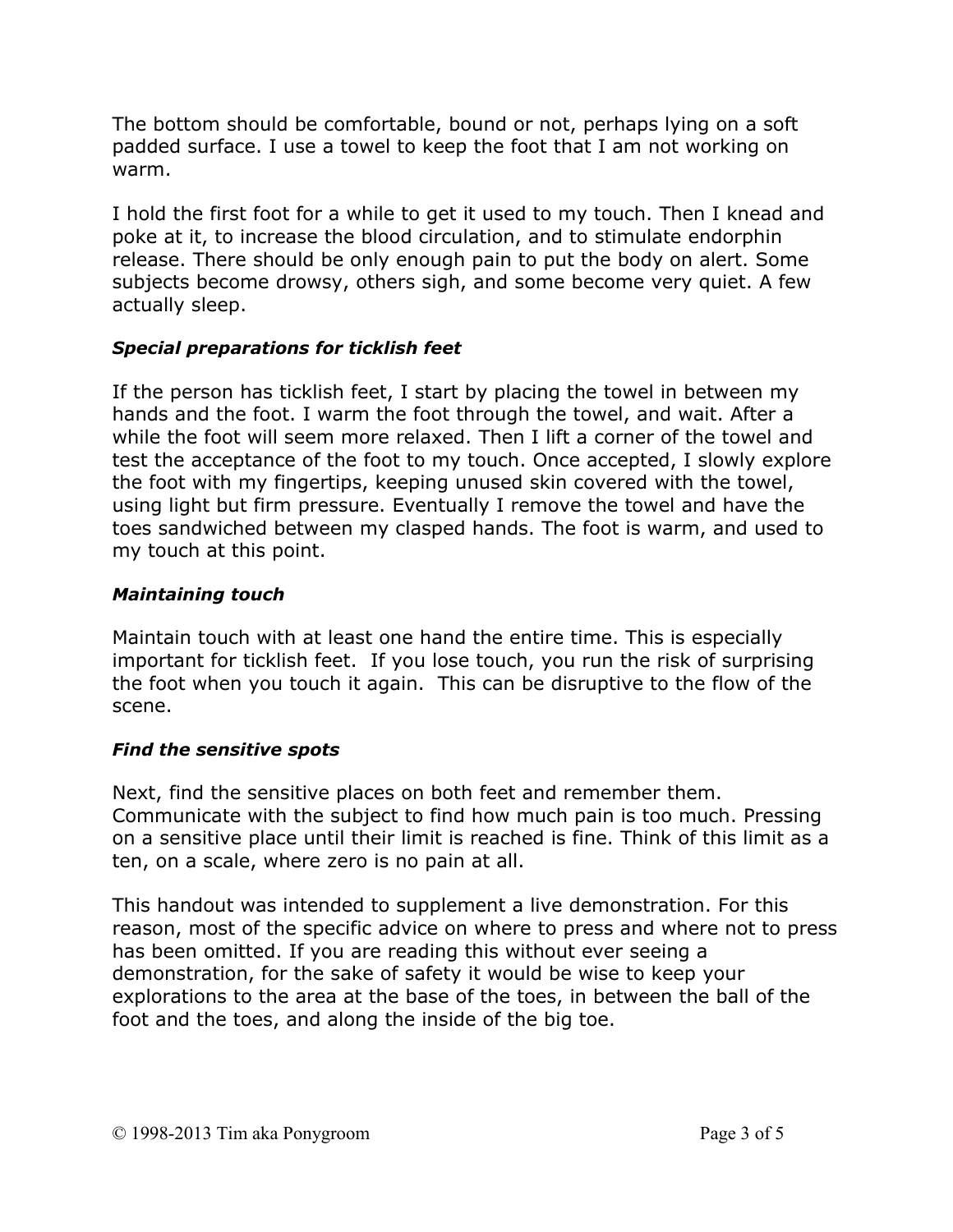The bottom should be comfortable, bound or not, perhaps lying on a soft padded surface. I use a towel to keep the foot that I am not working on warm.

I hold the first foot for a while to get it used to my touch. Then I knead and poke at it, to increase the blood circulation, and to stimulate endorphin release. There should be only enough pain to put the body on alert. Some subjects become drowsy, others sigh, and some become very quiet. A few actually sleep.

***Special preparations for ticklish feet***

If the person has ticklish feet, I start by placing the towel in between my hands and the foot. I warm the foot through the towel, and wait. After a while the foot will seem more relaxed. Then I lift a corner of the towel and test the acceptance of the foot to my touch. Once accepted, I slowly explore the foot with my fingertips, keeping unused skin covered with the towel, using light but firm pressure. Eventually I remove the towel and have the toes sandwiched between my clasped hands. The foot is warm, and used to my touch at this point.

***Maintaining touch***

Maintain touch with at least one hand the entire time. This is especially important for ticklish feet. If you lose touch, you run the risk of surprising the foot when you touch it again. This can be disruptive to the flow of the scene.

***Find the sensitive spots***

Next, find the sensitive places on both feet and remember them. Communicate with the subject to find how much pain is too much. Pressing on a sensitive place until their limit is reached is fine. Think of this limit as a ten, on a scale, where zero is no pain at all.

This handout was intended to supplement a live demonstration. For this reason, most of the specific advice on where to press and where not to press has been omitted. If you are reading this without ever seeing a demonstration, for the sake of safety it would be wise to keep your explorations to the area at the base of the toes, in between the ball of the foot and the toes, and along the inside of the big toe.

© 1998-2013 Tim aka Ponygroom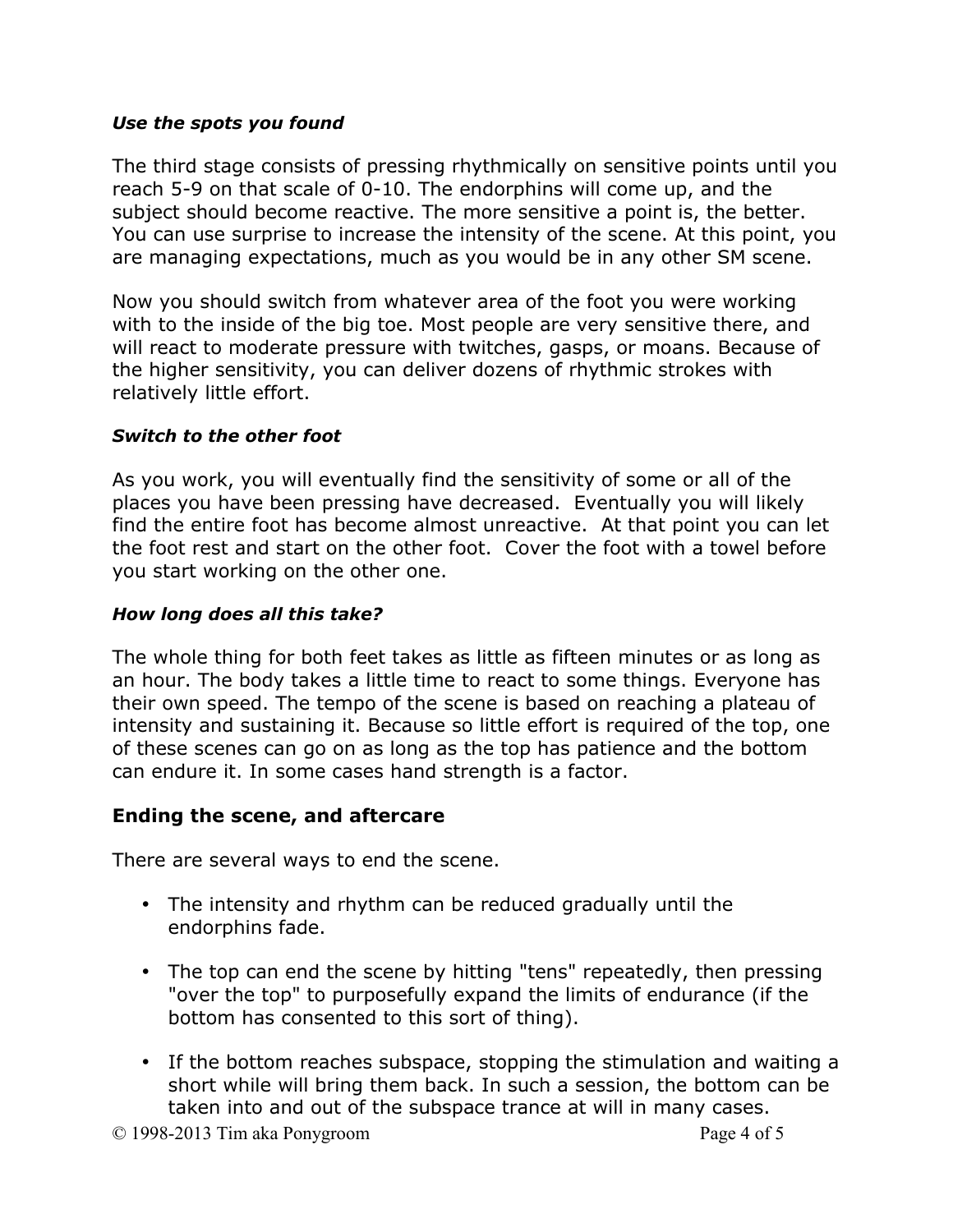***Use the spots you found***

The third stage consists of pressing rhythmically on sensitive points until you reach 5-9 on that scale of 0-10. The endorphins will come up, and the subject should become reactive. The more sensitive a point is, the better. You can use surprise to increase the intensity of the scene. At this point, you are managing expectations, much as you would be in any other SM scene.

Now you should switch from whatever area of the foot you were working with to the inside of the big toe. Most people are very sensitive there, and will react to moderate pressure with twitches, gasps, or moans. Because of the higher sensitivity, you can deliver dozens of rhythmic strokes with relatively little effort.

***Switch to the other foot***

As you work, you will eventually find the sensitivity of some or all of the places you have been pressing have decreased. Eventually you will likely find the entire foot has become almost unreactive. At that point you can let the foot rest and start on the other foot. Cover the foot with a towel before you start working on the other one.

***How long does all this take?***

The whole thing for both feet takes as little as fifteen minutes or as long as an hour. The body takes a little time to react to some things. Everyone has their own speed. The tempo of the scene is based on reaching a plateau of intensity and sustaining it. Because so little effort is required of the top, one of these scenes can go on as long as the top has patience and the bottom can endure it. In some cases hand strength is a factor.

## Ending the scene, and aftercare

There are several ways to end the scene.

- The intensity and rhythm can be reduced gradually until the endorphins fade.
- The top can end the scene by hitting "tens" repeatedly, then pressing "over the top" to purposefully expand the limits of endurance (if the bottom has consented to this sort of thing).
- If the bottom reaches subspace, stopping the stimulation and waiting a short while will bring them back. In such a session, the bottom can be taken into and out of the subspace trance at will in many cases.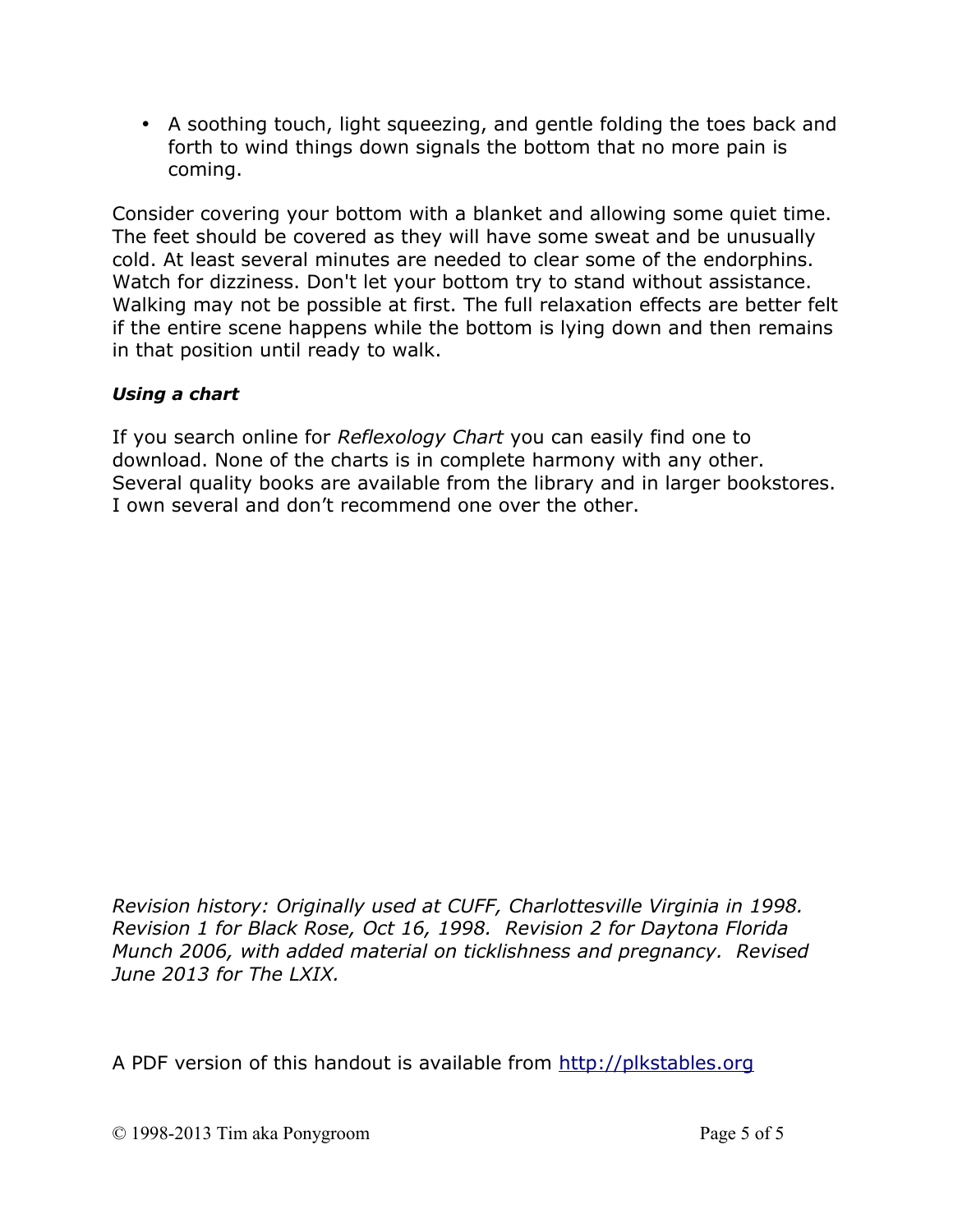- A soothing touch, light squeezing, and gentle folding the toes back and forth to wind things down signals the bottom that no more pain is coming.

Consider covering your bottom with a blanket and allowing some quiet time. The feet should be covered as they will have some sweat and be unusually cold. At least several minutes are needed to clear some of the endorphins. Watch for dizziness. Don't let your bottom try to stand without assistance. Walking may not be possible at first. The full relaxation effects are better felt if the entire scene happens while the bottom is lying down and then remains in that position until ready to walk.

***Using a chart***

If you search online for *Reflexology Chart* you can easily find one to download. None of the charts is in complete harmony with any other. Several quality books are available from the library and in larger bookstores. I own several and don't recommend one over the other.

*Revision history: Originally used at CUFF, Charlottesville Virginia in 1998. Revision 1 for Black Rose, Oct 16, 1998. Revision 2 for Daytona Florida Munch 2006, with added material on ticklishness and pregnancy. Revised June 2013 for The LXIX.*

A PDF version of this handout is available from http://plkstables.org

© 1998-2013 Tim aka Ponygroom